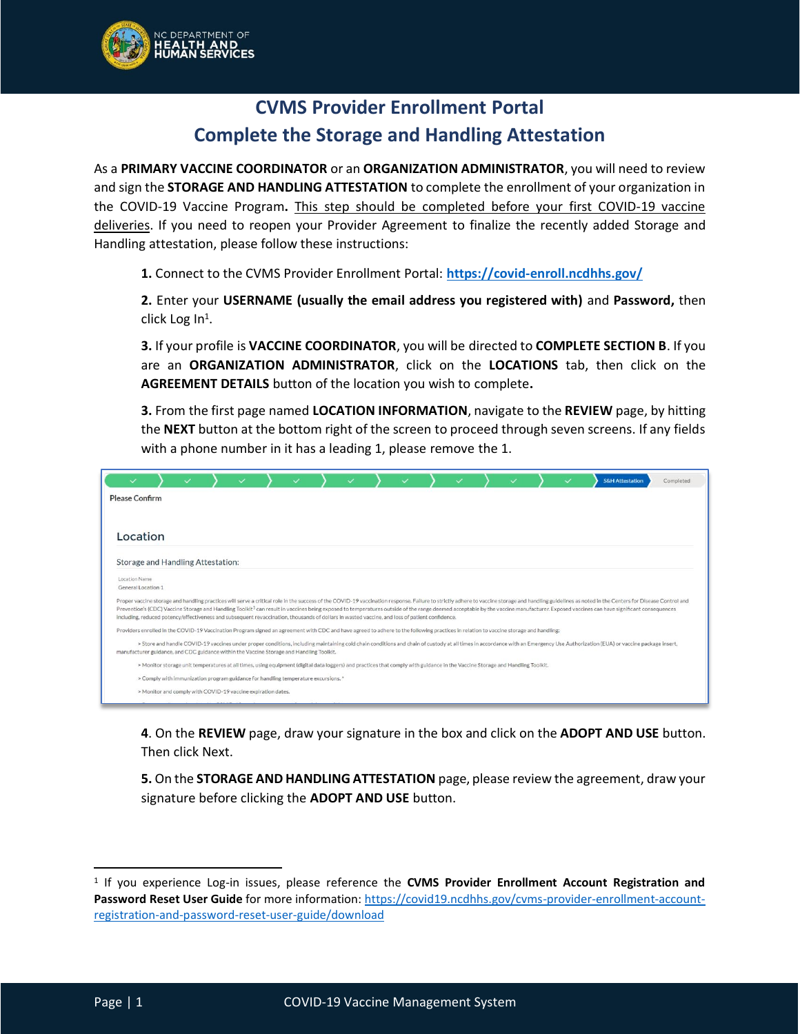# CVMS Provider Enrollment Portal

## Complete the Storage and Handling Attestation

As a **PRIMARY VACCINE COORDINATOR** or an **ORGANIZATION ADMINISTRATOR**, you will need to review and sign the **STORAGE AND HANDLING ATTESTATION** to complete the enrollment of your organization in the COVID-19 Vaccine Program**.** <u>This step should be completed before your first COVID-19 vaccine deliveries</u>. If you need to reopen your Provider Agreement to finalize the recently added Storage and Handling attestation, please follow these instructions:

**1.** Connect to the CVMS Provider Enrollment Portal: **https://covid-enroll.ncdhhs.gov/**

**2.** Enter your **USERNAME (usually the email address you registered with)** and **Password,** then click Log In[1].

**3.** If your profile is **VACCINE COORDINATOR**, you will be directed to **COMPLETE SECTION B**. If you are an **ORGANIZATION ADMINISTRATOR**, click on the **LOCATIONS** tab, then click on the **AGREEMENT DETAILS** button of the location you wish to complete**.**

**3.** From the first page named **LOCATION INFORMATION**, navigate to the **REVIEW** page, by hitting the **NEXT** button at the bottom right of the screen to proceed through seven screens. If any fields with a phone number in it has a leading 1, please remove the 1.

**4**. On the **REVIEW** page, draw your signature in the box and click on the **ADOPT AND USE** button. Then click Next.

**5.** On the **STORAGE AND HANDLING ATTESTATION** page, please review the agreement, draw your signature before clicking the **ADOPT AND USE** button.

---

[1] If you experience Log-in issues, please reference the **CVMS Provider Enrollment Account Registration and Password Reset User Guide** for more information: https://covid19.ncdhhs.gov/cvms-provider-enrollment-account-registration-and-password-reset-user-guide/download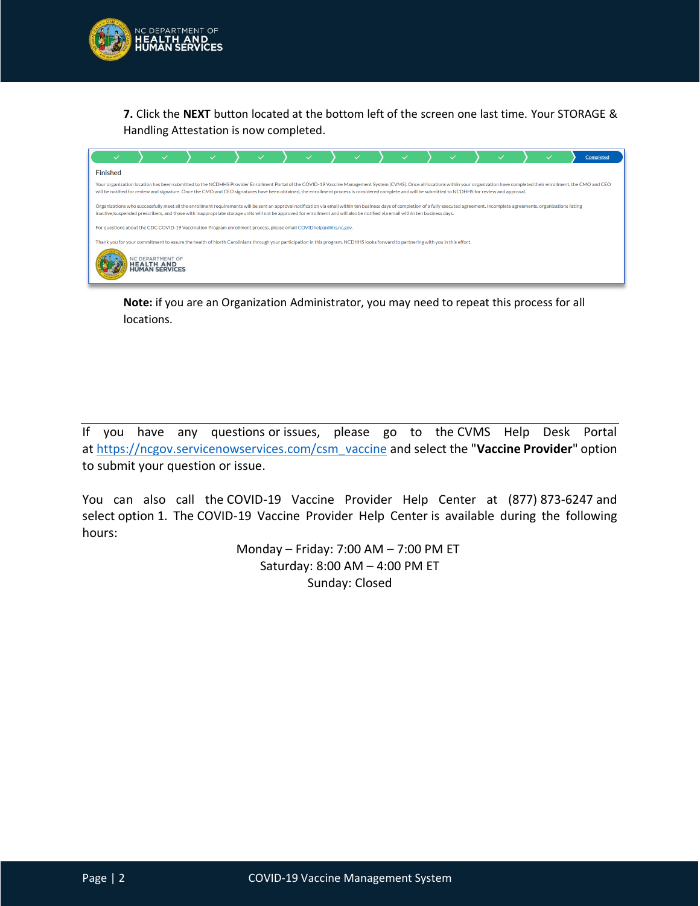**7.** Click the **NEXT** button located at the bottom left of the screen one last time. Your STORAGE & Handling Attestation is now completed.

Finished

Your organization location has been submitted to the NCDHHS Provider Enrollment Portal of the COVID-19 Vaccine Management System (CVMS). Once all locations within your organization have completed their enrollment, the CMO and CEO will be notified for review and signature. Once the CMO and CEO signatures have been obtained, the enrollment process is considered complete and will be submitted to NCDHHS for review and approval.

Organizations who successfully meet all the enrollment requirements will be sent an approval notification via email within ten business days of completion of a fully executed agreement. Incomplete agreements, organizations listing inactive/suspended prescribers, and those with inappropriate storage units will not be approved for enrollment and will also be notified via email within ten business days.

For questions about the CDC COVID-19 Vaccination Program enrollment process, please email COVIDhelp@dhhs.nc.gov.

Thank you for your commitment to assure the health of North Carolinians through your participation in this program. NCDHHS looks forward to partnering with you in this effort.

**Note:** if you are an Organization Administrator, you may need to repeat this process for all locations.

---

If you have any questions or issues, please go to the CVMS Help Desk Portal at https://ncgov.servicenowservices.com/csm_vaccine and select the "**Vaccine Provider**" option to submit your question or issue.

You can also call the COVID-19 Vaccine Provider Help Center at (877) 873-6247 and select option 1. The COVID-19 Vaccine Provider Help Center is available during the following hours:

Monday – Friday: 7:00 AM – 7:00 PM ET
Saturday: 8:00 AM – 4:00 PM ET
Sunday: Closed